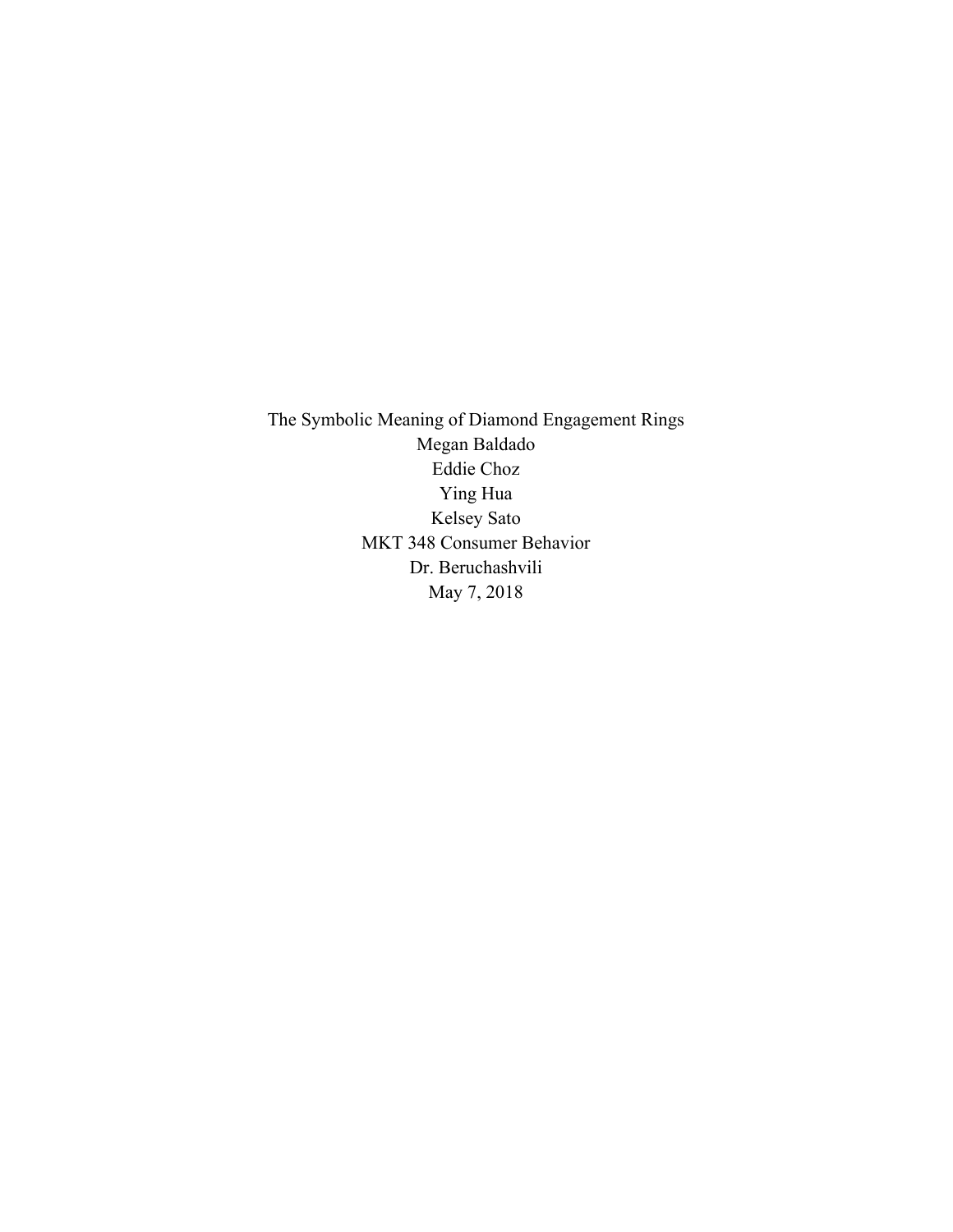The Symbolic Meaning of Diamond Engagement Rings

Megan Baldado

Eddie Choz

Ying Hua

Kelsey Sato

MKT 348 Consumer Behavior

Dr. Beruchashvili

May 7, 2018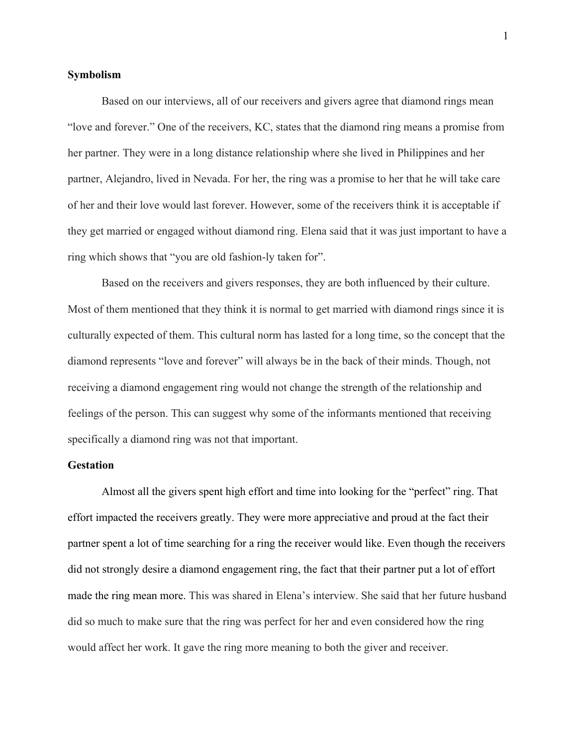**Symbolism**

Based on our interviews, all of our receivers and givers agree that diamond rings mean "love and forever." One of the receivers, KC, states that the diamond ring means a promise from her partner. They were in a long distance relationship where she lived in Philippines and her partner, Alejandro, lived in Nevada. For her, the ring was a promise to her that he will take care of her and their love would last forever. However, some of the receivers think it is acceptable if they get married or engaged without diamond ring. Elena said that it was just important to have a ring which shows that "you are old fashion-ly taken for".

Based on the receivers and givers responses, they are both influenced by their culture. Most of them mentioned that they think it is normal to get married with diamond rings since it is culturally expected of them. This cultural norm has lasted for a long time, so the concept that the diamond represents "love and forever" will always be in the back of their minds. Though, not receiving a diamond engagement ring would not change the strength of the relationship and feelings of the person. This can suggest why some of the informants mentioned that receiving specifically a diamond ring was not that important.

**Gestation**

Almost all the givers spent high effort and time into looking for the "perfect" ring. That effort impacted the receivers greatly. They were more appreciative and proud at the fact their partner spent a lot of time searching for a ring the receiver would like. Even though the receivers did not strongly desire a diamond engagement ring, the fact that their partner put a lot of effort made the ring mean more. This was shared in Elena's interview. She said that her future husband did so much to make sure that the ring was perfect for her and even considered how the ring would affect her work. It gave the ring more meaning to both the giver and receiver.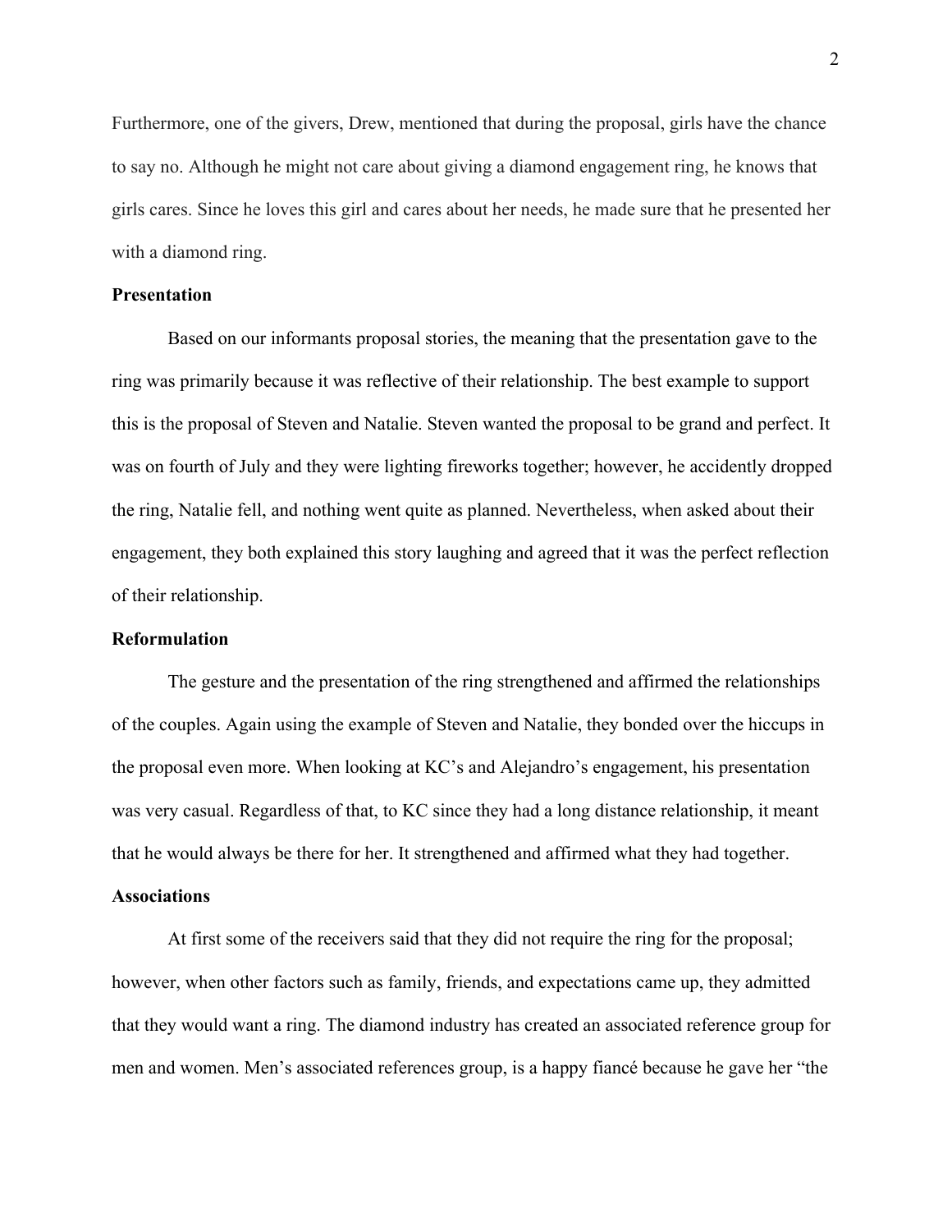Furthermore, one of the givers, Drew, mentioned that during the proposal, girls have the chance to say no. Although he might not care about giving a diamond engagement ring, he knows that girls cares. Since he loves this girl and cares about her needs, he made sure that he presented her with a diamond ring.

**Presentation**

Based on our informants proposal stories, the meaning that the presentation gave to the ring was primarily because it was reflective of their relationship. The best example to support this is the proposal of Steven and Natalie. Steven wanted the proposal to be grand and perfect. It was on fourth of July and they were lighting fireworks together; however, he accidently dropped the ring, Natalie fell, and nothing went quite as planned. Nevertheless, when asked about their engagement, they both explained this story laughing and agreed that it was the perfect reflection of their relationship.

**Reformulation**

The gesture and the presentation of the ring strengthened and affirmed the relationships of the couples. Again using the example of Steven and Natalie, they bonded over the hiccups in the proposal even more. When looking at KC's and Alejandro's engagement, his presentation was very casual. Regardless of that, to KC since they had a long distance relationship, it meant that he would always be there for her. It strengthened and affirmed what they had together.

**Associations**

At first some of the receivers said that they did not require the ring for the proposal; however, when other factors such as family, friends, and expectations came up, they admitted that they would want a ring. The diamond industry has created an associated reference group for men and women. Men's associated references group, is a happy fiancé because he gave her "the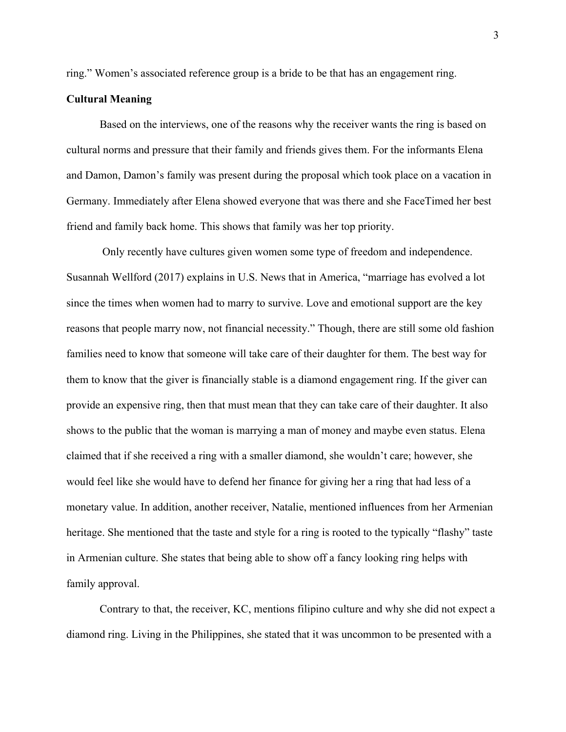ring." Women's associated reference group is a bride to be that has an engagement ring.

**Cultural Meaning**

Based on the interviews, one of the reasons why the receiver wants the ring is based on cultural norms and pressure that their family and friends gives them. For the informants Elena and Damon, Damon's family was present during the proposal which took place on a vacation in Germany. Immediately after Elena showed everyone that was there and she FaceTimed her best friend and family back home. This shows that family was her top priority.

Only recently have cultures given women some type of freedom and independence. Susannah Wellford (2017) explains in U.S. News that in America, "marriage has evolved a lot since the times when women had to marry to survive. Love and emotional support are the key reasons that people marry now, not financial necessity." Though, there are still some old fashion families need to know that someone will take care of their daughter for them. The best way for them to know that the giver is financially stable is a diamond engagement ring. If the giver can provide an expensive ring, then that must mean that they can take care of their daughter. It also shows to the public that the woman is marrying a man of money and maybe even status. Elena claimed that if she received a ring with a smaller diamond, she wouldn't care; however, she would feel like she would have to defend her finance for giving her a ring that had less of a monetary value. In addition, another receiver, Natalie, mentioned influences from her Armenian heritage. She mentioned that the taste and style for a ring is rooted to the typically "flashy" taste in Armenian culture. She states that being able to show off a fancy looking ring helps with family approval.

Contrary to that, the receiver, KC, mentions filipino culture and why she did not expect a diamond ring. Living in the Philippines, she stated that it was uncommon to be presented with a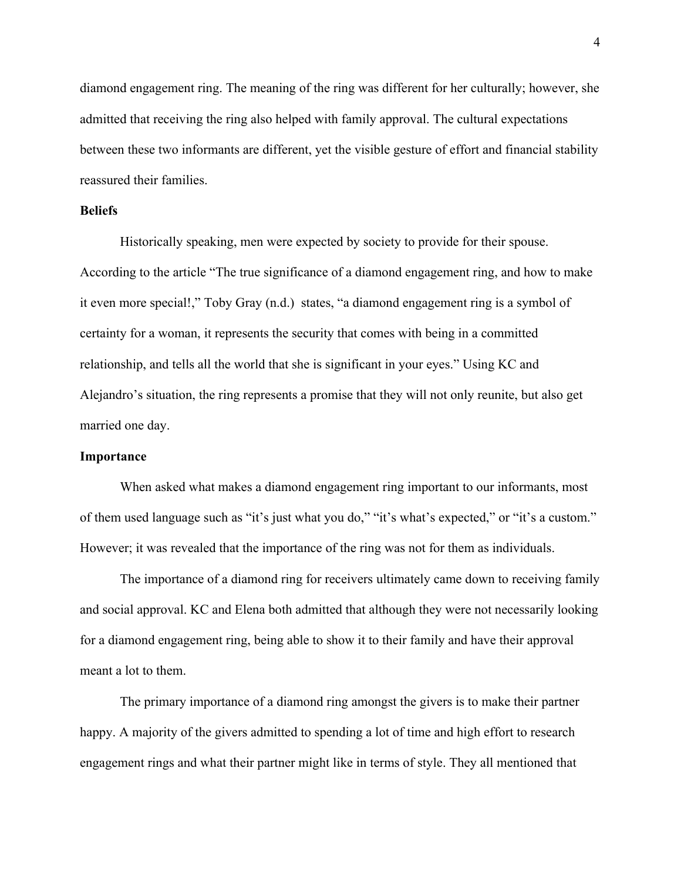diamond engagement ring. The meaning of the ring was different for her culturally; however, she admitted that receiving the ring also helped with family approval. The cultural expectations between these two informants are different, yet the visible gesture of effort and financial stability reassured their families.

**Beliefs**

Historically speaking, men were expected by society to provide for their spouse. According to the article "The true significance of a diamond engagement ring, and how to make it even more special!," Toby Gray (n.d.) states, "a diamond engagement ring is a symbol of certainty for a woman, it represents the security that comes with being in a committed relationship, and tells all the world that she is significant in your eyes." Using KC and Alejandro's situation, the ring represents a promise that they will not only reunite, but also get married one day.

**Importance**

When asked what makes a diamond engagement ring important to our informants, most of them used language such as "it's just what you do," "it's what's expected," or "it's a custom." However; it was revealed that the importance of the ring was not for them as individuals.

The importance of a diamond ring for receivers ultimately came down to receiving family and social approval. KC and Elena both admitted that although they were not necessarily looking for a diamond engagement ring, being able to show it to their family and have their approval meant a lot to them.

The primary importance of a diamond ring amongst the givers is to make their partner happy. A majority of the givers admitted to spending a lot of time and high effort to research engagement rings and what their partner might like in terms of style. They all mentioned that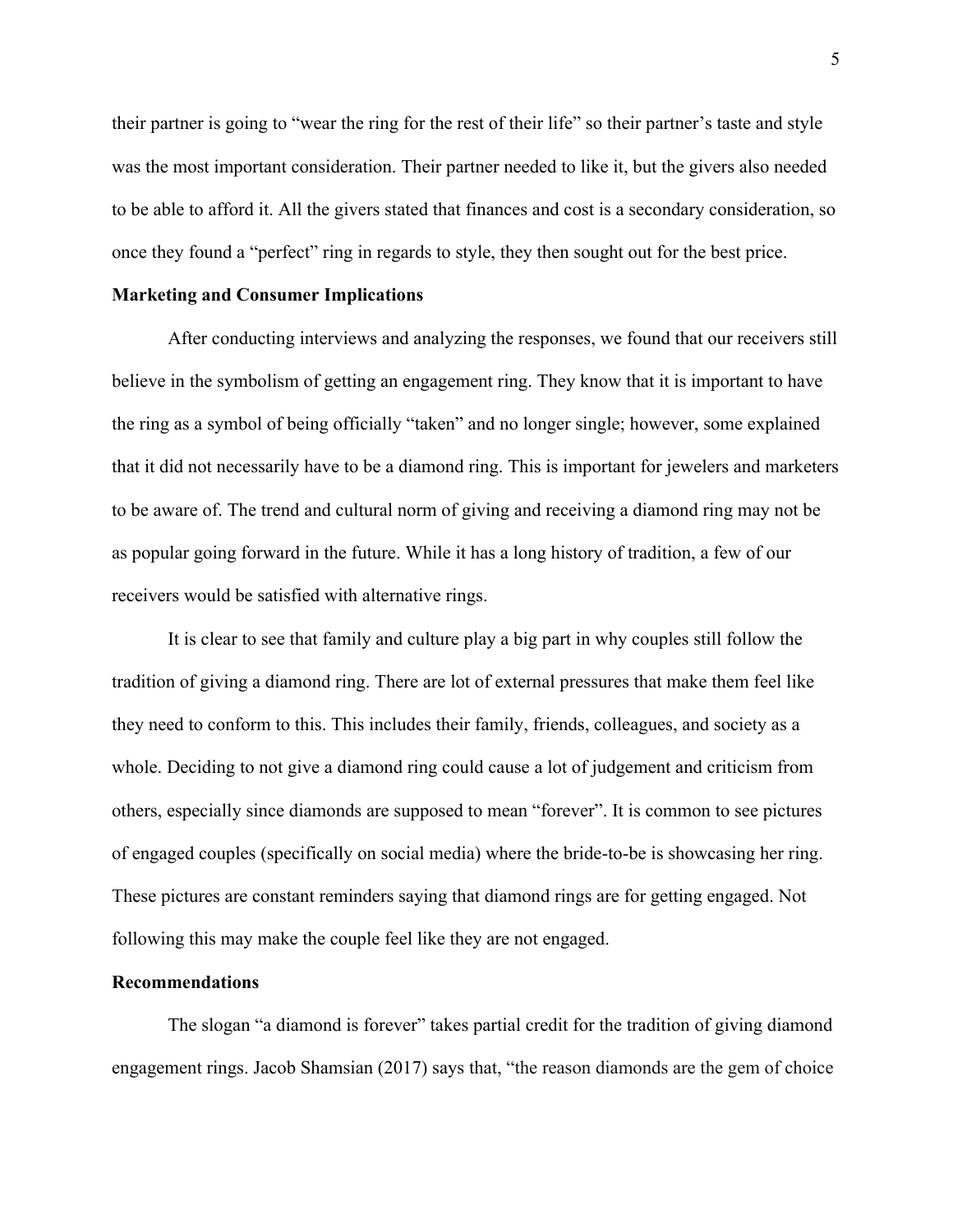their partner is going to "wear the ring for the rest of their life" so their partner's taste and style was the most important consideration. Their partner needed to like it, but the givers also needed to be able to afford it. All the givers stated that finances and cost is a secondary consideration, so once they found a "perfect" ring in regards to style, they then sought out for the best price.

**Marketing and Consumer Implications**

After conducting interviews and analyzing the responses, we found that our receivers still believe in the symbolism of getting an engagement ring. They know that it is important to have the ring as a symbol of being officially "taken" and no longer single; however, some explained that it did not necessarily have to be a diamond ring. This is important for jewelers and marketers to be aware of. The trend and cultural norm of giving and receiving a diamond ring may not be as popular going forward in the future. While it has a long history of tradition, a few of our receivers would be satisfied with alternative rings.

It is clear to see that family and culture play a big part in why couples still follow the tradition of giving a diamond ring. There are lot of external pressures that make them feel like they need to conform to this. This includes their family, friends, colleagues, and society as a whole. Deciding to not give a diamond ring could cause a lot of judgement and criticism from others, especially since diamonds are supposed to mean "forever". It is common to see pictures of engaged couples (specifically on social media) where the bride-to-be is showcasing her ring. These pictures are constant reminders saying that diamond rings are for getting engaged. Not following this may make the couple feel like they are not engaged.

**Recommendations**

The slogan "a diamond is forever" takes partial credit for the tradition of giving diamond engagement rings. Jacob Shamsian (2017) says that, "the reason diamonds are the gem of choice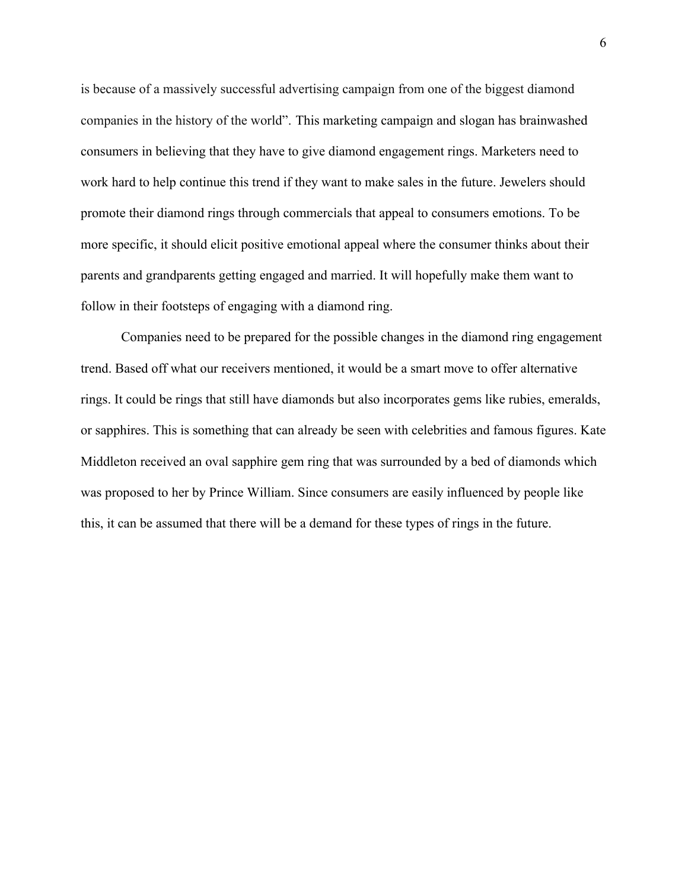is because of a massively successful advertising campaign from one of the biggest diamond companies in the history of the world". This marketing campaign and slogan has brainwashed consumers in believing that they have to give diamond engagement rings. Marketers need to work hard to help continue this trend if they want to make sales in the future. Jewelers should promote their diamond rings through commercials that appeal to consumers emotions. To be more specific, it should elicit positive emotional appeal where the consumer thinks about their parents and grandparents getting engaged and married. It will hopefully make them want to follow in their footsteps of engaging with a diamond ring.

Companies need to be prepared for the possible changes in the diamond ring engagement trend. Based off what our receivers mentioned, it would be a smart move to offer alternative rings. It could be rings that still have diamonds but also incorporates gems like rubies, emeralds, or sapphires. This is something that can already be seen with celebrities and famous figures. Kate Middleton received an oval sapphire gem ring that was surrounded by a bed of diamonds which was proposed to her by Prince William. Since consumers are easily influenced by people like this, it can be assumed that there will be a demand for these types of rings in the future.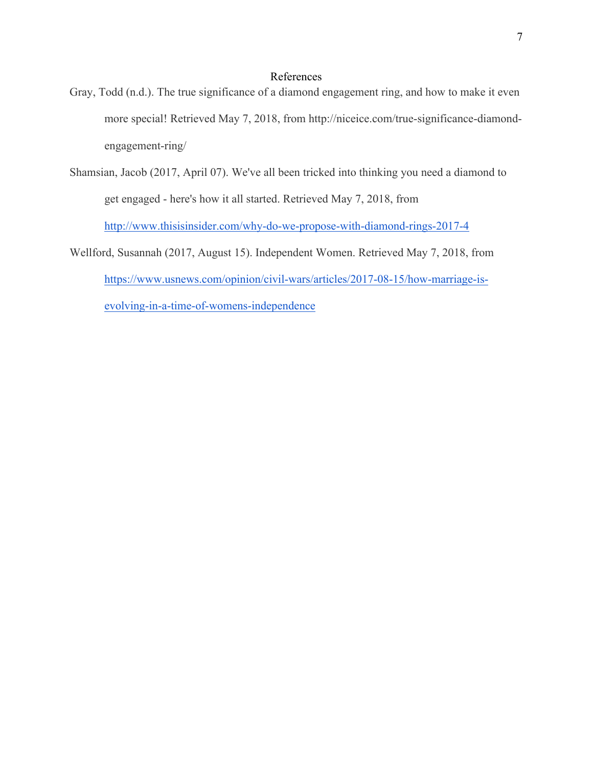# References

Gray, Todd (n.d.). The true significance of a diamond engagement ring, and how to make it even more special! Retrieved May 7, 2018, from http://niceice.com/true-significance-diamond-engagement-ring/

Shamsian, Jacob (2017, April 07). We've all been tricked into thinking you need a diamond to get engaged - here's how it all started. Retrieved May 7, 2018, from http://www.thisisinsider.com/why-do-we-propose-with-diamond-rings-2017-4

Wellford, Susannah (2017, August 15). Independent Women. Retrieved May 7, 2018, from https://www.usnews.com/opinion/civil-wars/articles/2017-08-15/how-marriage-is-evolving-in-a-time-of-womens-independence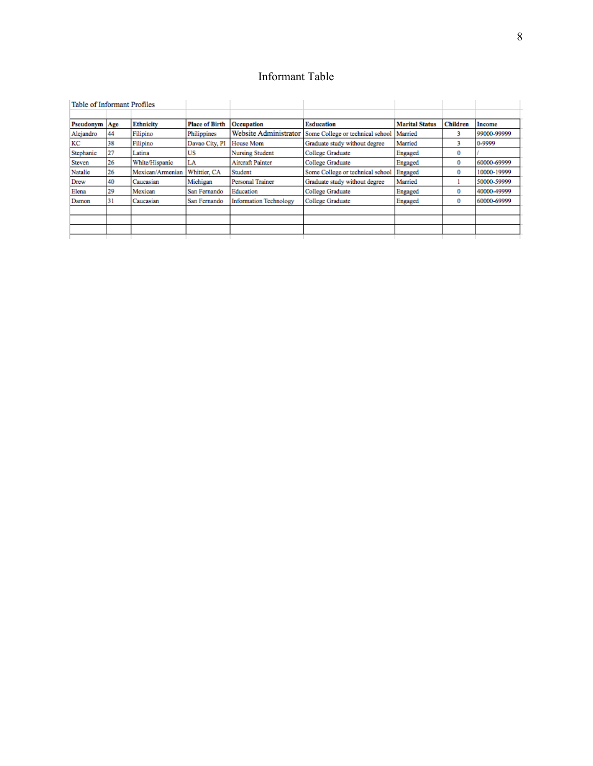# Informant Table

Table of Informant Profiles

| Pseudonym | Age | Ethnicity | Place of Birth | Occupation | Esducation | Marital Status | Children | Income |
|---|---|---|---|---|---|---|---|---|
| Alejandro | 44 | Filipino | Philippines | Website Administrator | Some College or technical school | Married | 3 | 99000-99999 |
| KC | 38 | Filipino | Davao City, PI | House Mom | Graduate study without degree | Married | 3 | 0-9999 |
| Stephanie | 27 | Latina | US | Nursing Student | College Graduate | Engaged | 0 | / |
| Steven | 26 | White/Hispanic | LA | Aircraft Painter | College Graduate | Engaged | 0 | 60000-69999 |
| Natalie | 26 | Mexican/Armenian | Whittier, CA | Student | Some College or technical school | Engaged | 0 | 10000-19999 |
| Drew | 40 | Caucasian | Michigan | Personal Trainer | Graduate study without degree | Married | 1 | 50000-59999 |
| Elena | 29 | Mexican | San Fernando | Education | College Graduate | Engaged | 0 | 40000-49999 |
| Damon | 31 | Caucasian | San Fernando | Information Technology | College Graduate | Engaged | 0 | 60000-69999 |